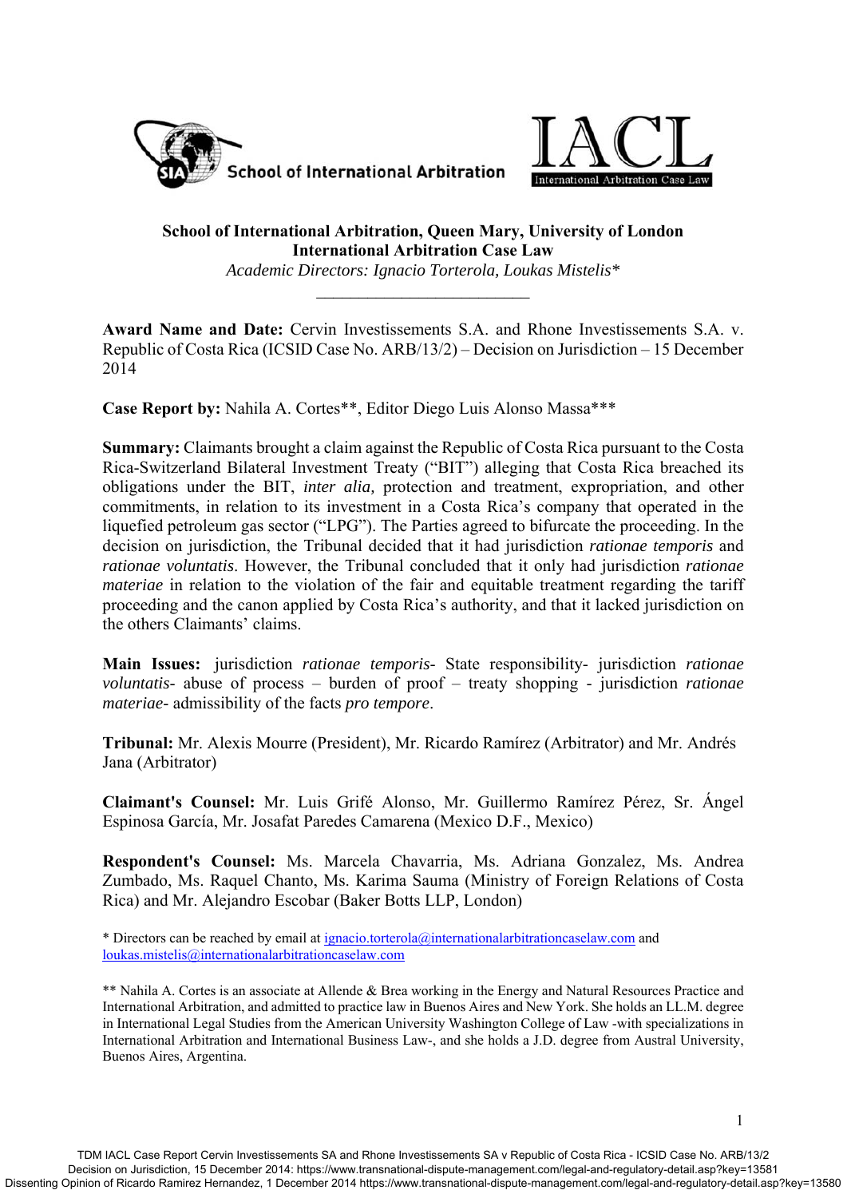**School of International Arbitration, Queen Mary, University of London**
**International Arbitration Case Law**
*Academic Directors: Ignacio Torterola, Loukas Mistelis**

---

**Award Name and Date:** Cervin Investissements S.A. and Rhone Investissements S.A. v. Republic of Costa Rica (ICSID Case No. ARB/13/2) – Decision on Jurisdiction – 15 December 2014

**Case Report by:** Nahila A. Cortes**, Editor Diego Luis Alonso Massa***

**Summary:** Claimants brought a claim against the Republic of Costa Rica pursuant to the Costa Rica-Switzerland Bilateral Investment Treaty ("BIT") alleging that Costa Rica breached its obligations under the BIT, *inter alia,* protection and treatment, expropriation, and other commitments, in relation to its investment in a Costa Rica's company that operated in the liquefied petroleum gas sector ("LPG"). The Parties agreed to bifurcate the proceeding. In the decision on jurisdiction, the Tribunal decided that it had jurisdiction *rationae temporis* and *rationae voluntatis*. However, the Tribunal concluded that it only had jurisdiction *rationae materiae* in relation to the violation of the fair and equitable treatment regarding the tariff proceeding and the canon applied by Costa Rica's authority, and that it lacked jurisdiction on the others Claimants' claims.

**Main Issues:** jurisdiction *rationae temporis*- State responsibility- jurisdiction *rationae voluntatis*- abuse of process – burden of proof – treaty shopping - jurisdiction *rationae materiae*- admissibility of the facts *pro tempore*.

**Tribunal:** Mr. Alexis Mourre (President), Mr. Ricardo Ramírez (Arbitrator) and Mr. Andrés Jana (Arbitrator)

**Claimant's Counsel:** Mr. Luis Grifé Alonso, Mr. Guillermo Ramírez Pérez, Sr. Ángel Espinosa García, Mr. Josafat Paredes Camarena (Mexico D.F., Mexico)

**Respondent's Counsel:** Ms. Marcela Chavarria, Ms. Adriana Gonzalez, Ms. Andrea Zumbado, Ms. Raquel Chanto, Ms. Karima Sauma (Ministry of Foreign Relations of Costa Rica) and Mr. Alejandro Escobar (Baker Botts LLP, London)

* Directors can be reached by email at ignacio.torterola@internationalarbitrationcaselaw.com and loukas.mistelis@internationalarbitrationcaselaw.com

** Nahila A. Cortes is an associate at Allende & Brea working in the Energy and Natural Resources Practice and International Arbitration, and admitted to practice law in Buenos Aires and New York. She holds an LL.M. degree in International Legal Studies from the American University Washington College of Law -with specializations in International Arbitration and International Business Law-, and she holds a J.D. degree from Austral University, Buenos Aires, Argentina.

TDM IACL Case Report Cervin Investissements SA and Rhone Investissements SA v Republic of Costa Rica - ICSID Case No. ARB/13/2
Decision on Jurisdiction, 15 December 2014: https://www.transnational-dispute-management.com/legal-and-regulatory-detail.asp?key=13581
Dissenting Opinion of Ricardo Ramirez Hernandez, 1 December 2014 https://www.transnational-dispute-management.com/legal-and-regulatory-detail.asp?key=13580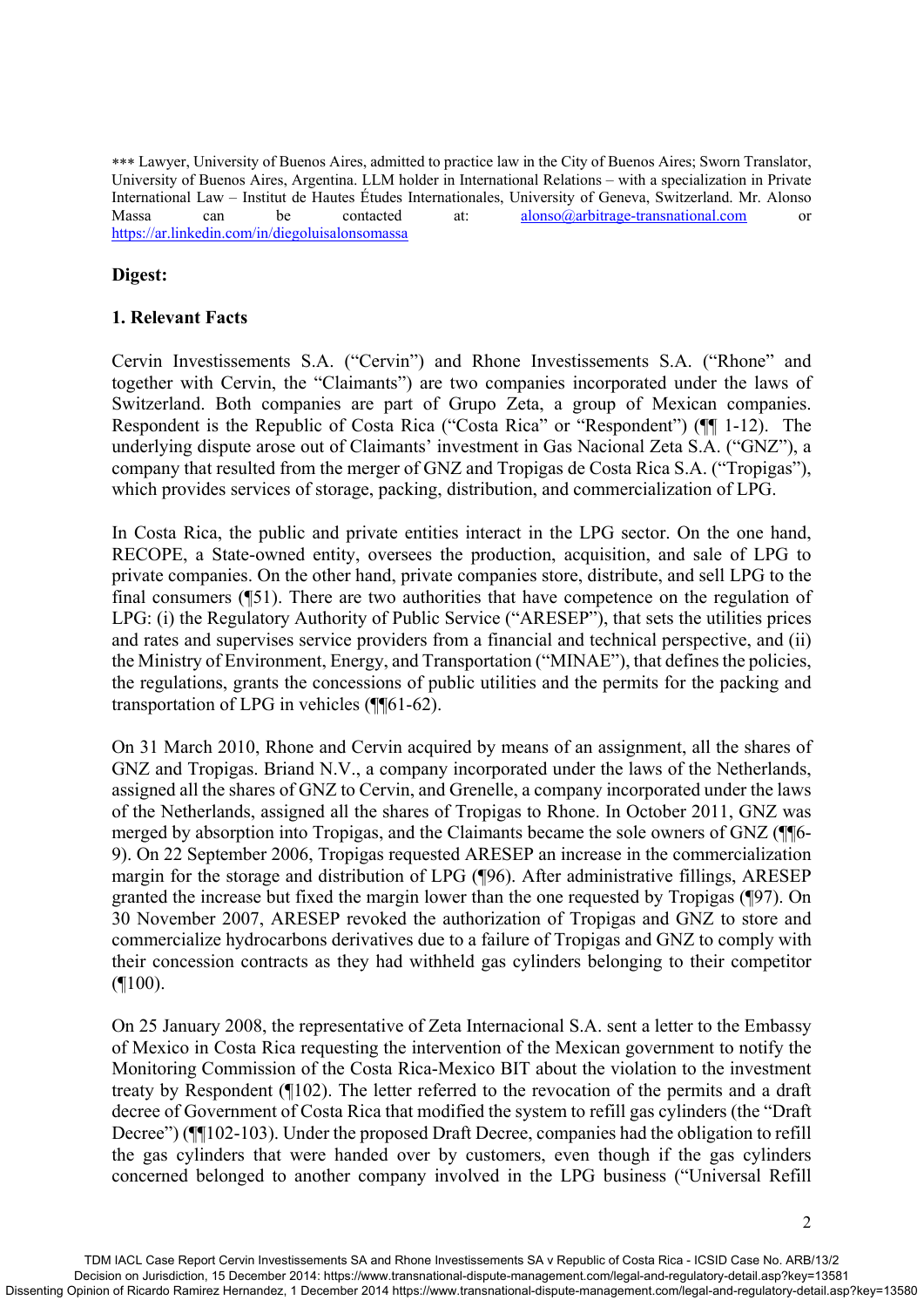*** Lawyer, University of Buenos Aires, admitted to practice law in the City of Buenos Aires; Sworn Translator, University of Buenos Aires, Argentina. LLM holder in International Relations – with a specialization in Private International Law – Institut de Hautes Études Internationales, University of Geneva, Switzerland. Mr. Alonso Massa can be contacted at: alonso@arbitrage-transnational.com or https://ar.linkedin.com/in/diegoluisalonsomassa

**Digest:**

**1. Relevant Facts**

Cervin Investissements S.A. ("Cervin") and Rhone Investissements S.A. ("Rhone" and together with Cervin, the "Claimants") are two companies incorporated under the laws of Switzerland. Both companies are part of Grupo Zeta, a group of Mexican companies. Respondent is the Republic of Costa Rica ("Costa Rica" or "Respondent") (¶¶ 1-12). The underlying dispute arose out of Claimants' investment in Gas Nacional Zeta S.A. ("GNZ"), a company that resulted from the merger of GNZ and Tropigas de Costa Rica S.A. ("Tropigas"), which provides services of storage, packing, distribution, and commercialization of LPG.

In Costa Rica, the public and private entities interact in the LPG sector. On the one hand, RECOPE, a State-owned entity, oversees the production, acquisition, and sale of LPG to private companies. On the other hand, private companies store, distribute, and sell LPG to the final consumers (¶51). There are two authorities that have competence on the regulation of LPG: (i) the Regulatory Authority of Public Service ("ARESEP"), that sets the utilities prices and rates and supervises service providers from a financial and technical perspective, and (ii) the Ministry of Environment, Energy, and Transportation ("MINAE"), that defines the policies, the regulations, grants the concessions of public utilities and the permits for the packing and transportation of LPG in vehicles (¶¶61-62).

On 31 March 2010, Rhone and Cervin acquired by means of an assignment, all the shares of GNZ and Tropigas. Briand N.V., a company incorporated under the laws of the Netherlands, assigned all the shares of GNZ to Cervin, and Grenelle, a company incorporated under the laws of the Netherlands, assigned all the shares of Tropigas to Rhone. In October 2011, GNZ was merged by absorption into Tropigas, and the Claimants became the sole owners of GNZ (¶¶6-9). On 22 September 2006, Tropigas requested ARESEP an increase in the commercialization margin for the storage and distribution of LPG (¶96). After administrative fillings, ARESEP granted the increase but fixed the margin lower than the one requested by Tropigas (¶97). On 30 November 2007, ARESEP revoked the authorization of Tropigas and GNZ to store and commercialize hydrocarbons derivatives due to a failure of Tropigas and GNZ to comply with their concession contracts as they had withheld gas cylinders belonging to their competitor (¶100).

On 25 January 2008, the representative of Zeta Internacional S.A. sent a letter to the Embassy of Mexico in Costa Rica requesting the intervention of the Mexican government to notify the Monitoring Commission of the Costa Rica-Mexico BIT about the violation to the investment treaty by Respondent (¶102). The letter referred to the revocation of the permits and a draft decree of Government of Costa Rica that modified the system to refill gas cylinders (the "Draft Decree") (¶¶102-103). Under the proposed Draft Decree, companies had the obligation to refill the gas cylinders that were handed over by customers, even though if the gas cylinders concerned belonged to another company involved in the LPG business ("Universal Refill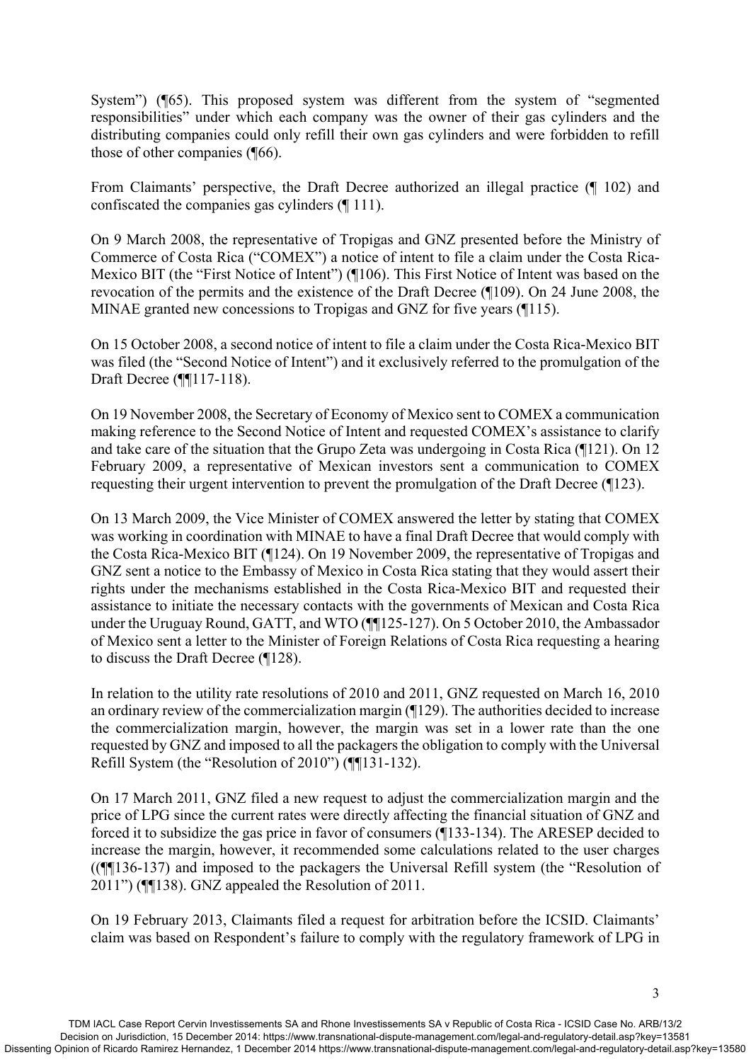System") (¶65). This proposed system was different from the system of "segmented responsibilities" under which each company was the owner of their gas cylinders and the distributing companies could only refill their own gas cylinders and were forbidden to refill those of other companies (¶66).

From Claimants' perspective, the Draft Decree authorized an illegal practice (¶ 102) and confiscated the companies gas cylinders (¶ 111).

On 9 March 2008, the representative of Tropigas and GNZ presented before the Ministry of Commerce of Costa Rica ("COMEX") a notice of intent to file a claim under the Costa Rica-Mexico BIT (the "First Notice of Intent") (¶106). This First Notice of Intent was based on the revocation of the permits and the existence of the Draft Decree (¶109). On 24 June 2008, the MINAE granted new concessions to Tropigas and GNZ for five years (¶115).

On 15 October 2008, a second notice of intent to file a claim under the Costa Rica-Mexico BIT was filed (the "Second Notice of Intent") and it exclusively referred to the promulgation of the Draft Decree (¶¶117-118).

On 19 November 2008, the Secretary of Economy of Mexico sent to COMEX a communication making reference to the Second Notice of Intent and requested COMEX's assistance to clarify and take care of the situation that the Grupo Zeta was undergoing in Costa Rica (¶121). On 12 February 2009, a representative of Mexican investors sent a communication to COMEX requesting their urgent intervention to prevent the promulgation of the Draft Decree (¶123).

On 13 March 2009, the Vice Minister of COMEX answered the letter by stating that COMEX was working in coordination with MINAE to have a final Draft Decree that would comply with the Costa Rica-Mexico BIT (¶124). On 19 November 2009, the representative of Tropigas and GNZ sent a notice to the Embassy of Mexico in Costa Rica stating that they would assert their rights under the mechanisms established in the Costa Rica-Mexico BIT and requested their assistance to initiate the necessary contacts with the governments of Mexican and Costa Rica under the Uruguay Round, GATT, and WTO (¶¶125-127). On 5 October 2010, the Ambassador of Mexico sent a letter to the Minister of Foreign Relations of Costa Rica requesting a hearing to discuss the Draft Decree (¶128).

In relation to the utility rate resolutions of 2010 and 2011, GNZ requested on March 16, 2010 an ordinary review of the commercialization margin (¶129). The authorities decided to increase the commercialization margin, however, the margin was set in a lower rate than the one requested by GNZ and imposed to all the packagers the obligation to comply with the Universal Refill System (the "Resolution of 2010") (¶¶131-132).

On 17 March 2011, GNZ filed a new request to adjust the commercialization margin and the price of LPG since the current rates were directly affecting the financial situation of GNZ and forced it to subsidize the gas price in favor of consumers (¶133-134). The ARESEP decided to increase the margin, however, it recommended some calculations related to the user charges ((¶¶136-137) and imposed to the packagers the Universal Refill system (the "Resolution of 2011") (¶¶138). GNZ appealed the Resolution of 2011.

On 19 February 2013, Claimants filed a request for arbitration before the ICSID. Claimants' claim was based on Respondent's failure to comply with the regulatory framework of LPG in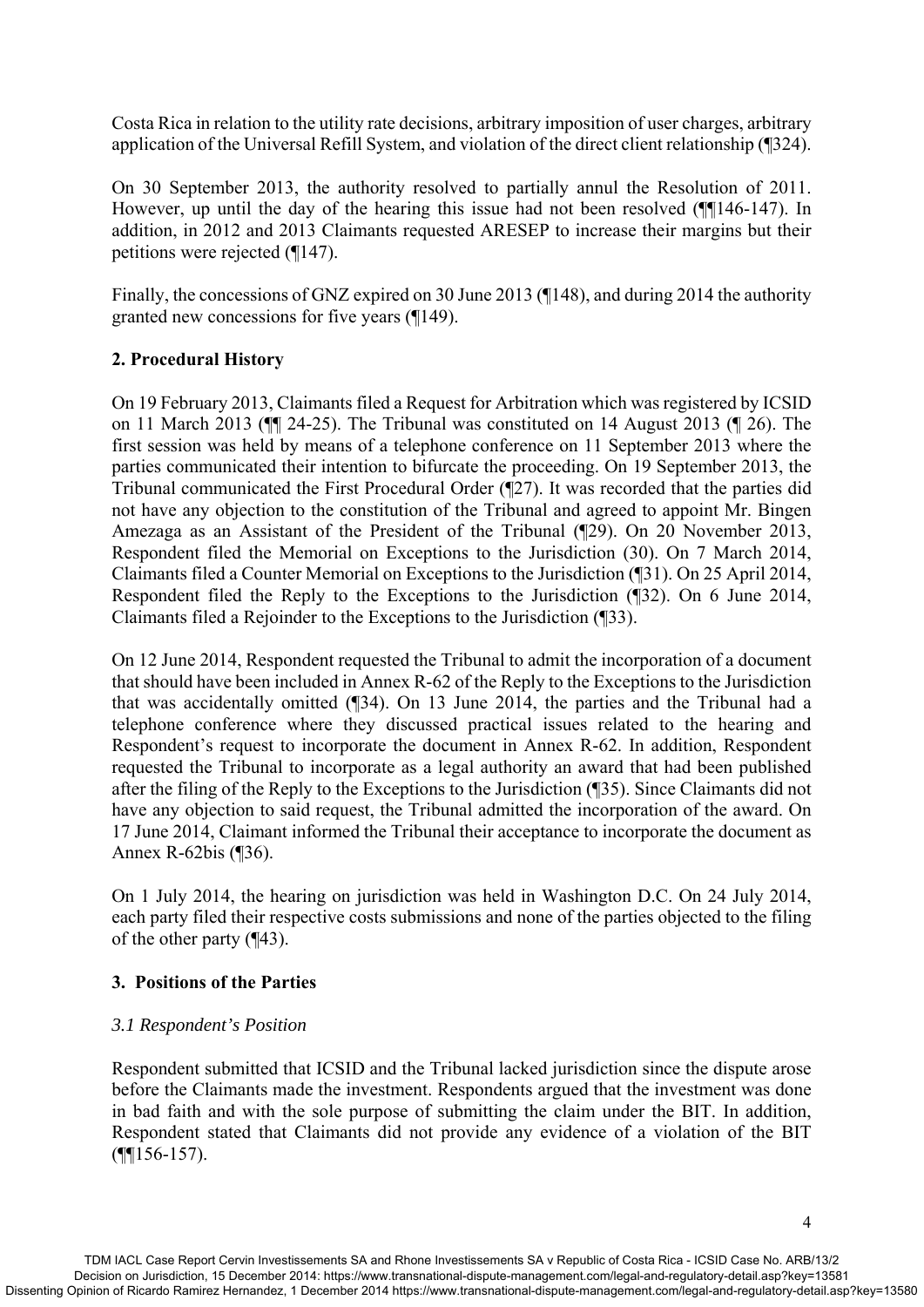Costa Rica in relation to the utility rate decisions, arbitrary imposition of user charges, arbitrary application of the Universal Refill System, and violation of the direct client relationship (¶324).

On 30 September 2013, the authority resolved to partially annul the Resolution of 2011. However, up until the day of the hearing this issue had not been resolved (¶¶146-147). In addition, in 2012 and 2013 Claimants requested ARESEP to increase their margins but their petitions were rejected (¶147).

Finally, the concessions of GNZ expired on 30 June 2013 (¶148), and during 2014 the authority granted new concessions for five years (¶149).

## 2. Procedural History

On 19 February 2013, Claimants filed a Request for Arbitration which was registered by ICSID on 11 March 2013 (¶¶ 24-25). The Tribunal was constituted on 14 August 2013 (¶ 26). The first session was held by means of a telephone conference on 11 September 2013 where the parties communicated their intention to bifurcate the proceeding. On 19 September 2013, the Tribunal communicated the First Procedural Order (¶27). It was recorded that the parties did not have any objection to the constitution of the Tribunal and agreed to appoint Mr. Bingen Amezaga as an Assistant of the President of the Tribunal (¶29). On 20 November 2013, Respondent filed the Memorial on Exceptions to the Jurisdiction (30). On 7 March 2014, Claimants filed a Counter Memorial on Exceptions to the Jurisdiction (¶31). On 25 April 2014, Respondent filed the Reply to the Exceptions to the Jurisdiction (¶32). On 6 June 2014, Claimants filed a Rejoinder to the Exceptions to the Jurisdiction (¶33).

On 12 June 2014, Respondent requested the Tribunal to admit the incorporation of a document that should have been included in Annex R-62 of the Reply to the Exceptions to the Jurisdiction that was accidentally omitted (¶34). On 13 June 2014, the parties and the Tribunal had a telephone conference where they discussed practical issues related to the hearing and Respondent's request to incorporate the document in Annex R-62. In addition, Respondent requested the Tribunal to incorporate as a legal authority an award that had been published after the filing of the Reply to the Exceptions to the Jurisdiction (¶35). Since Claimants did not have any objection to said request, the Tribunal admitted the incorporation of the award. On 17 June 2014, Claimant informed the Tribunal their acceptance to incorporate the document as Annex R-62bis (¶36).

On 1 July 2014, the hearing on jurisdiction was held in Washington D.C. On 24 July 2014, each party filed their respective costs submissions and none of the parties objected to the filing of the other party (¶43).

## 3. Positions of the Parties

### *3.1 Respondent's Position*

Respondent submitted that ICSID and the Tribunal lacked jurisdiction since the dispute arose before the Claimants made the investment. Respondents argued that the investment was done in bad faith and with the sole purpose of submitting the claim under the BIT. In addition, Respondent stated that Claimants did not provide any evidence of a violation of the BIT (¶¶156-157).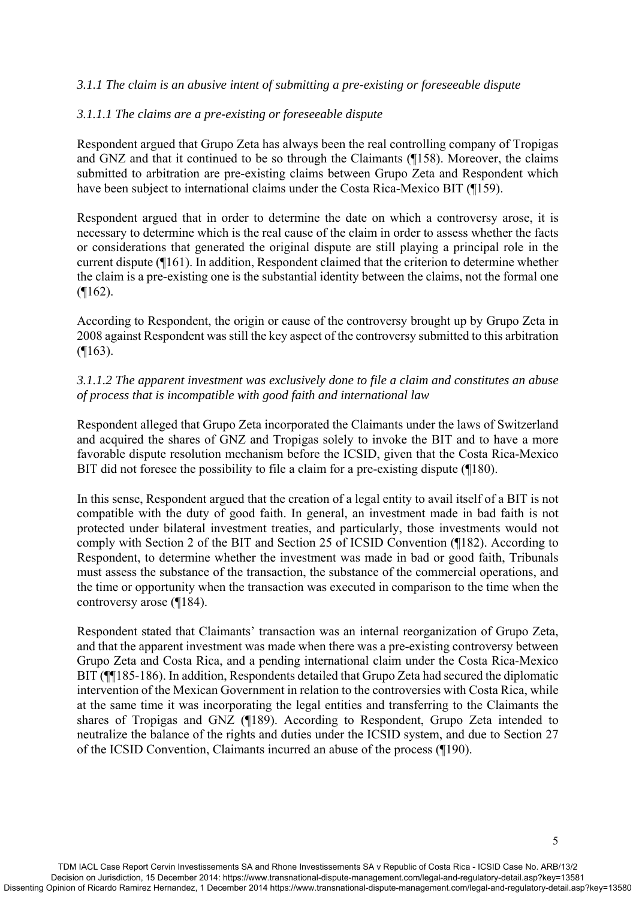*3.1.1 The claim is an abusive intent of submitting a pre-existing or foreseeable dispute*

*3.1.1.1 The claims are a pre-existing or foreseeable dispute*

Respondent argued that Grupo Zeta has always been the real controlling company of Tropigas and GNZ and that it continued to be so through the Claimants (¶158). Moreover, the claims submitted to arbitration are pre-existing claims between Grupo Zeta and Respondent which have been subject to international claims under the Costa Rica-Mexico BIT (¶159).

Respondent argued that in order to determine the date on which a controversy arose, it is necessary to determine which is the real cause of the claim in order to assess whether the facts or considerations that generated the original dispute are still playing a principal role in the current dispute (¶161). In addition, Respondent claimed that the criterion to determine whether the claim is a pre-existing one is the substantial identity between the claims, not the formal one (¶162).

According to Respondent, the origin or cause of the controversy brought up by Grupo Zeta in 2008 against Respondent was still the key aspect of the controversy submitted to this arbitration (¶163).

*3.1.1.2 The apparent investment was exclusively done to file a claim and constitutes an abuse of process that is incompatible with good faith and international law*

Respondent alleged that Grupo Zeta incorporated the Claimants under the laws of Switzerland and acquired the shares of GNZ and Tropigas solely to invoke the BIT and to have a more favorable dispute resolution mechanism before the ICSID, given that the Costa Rica-Mexico BIT did not foresee the possibility to file a claim for a pre-existing dispute (¶180).

In this sense, Respondent argued that the creation of a legal entity to avail itself of a BIT is not compatible with the duty of good faith. In general, an investment made in bad faith is not protected under bilateral investment treaties, and particularly, those investments would not comply with Section 2 of the BIT and Section 25 of ICSID Convention (¶182). According to Respondent, to determine whether the investment was made in bad or good faith, Tribunals must assess the substance of the transaction, the substance of the commercial operations, and the time or opportunity when the transaction was executed in comparison to the time when the controversy arose (¶184).

Respondent stated that Claimants' transaction was an internal reorganization of Grupo Zeta, and that the apparent investment was made when there was a pre-existing controversy between Grupo Zeta and Costa Rica, and a pending international claim under the Costa Rica-Mexico BIT (¶¶185-186). In addition, Respondents detailed that Grupo Zeta had secured the diplomatic intervention of the Mexican Government in relation to the controversies with Costa Rica, while at the same time it was incorporating the legal entities and transferring to the Claimants the shares of Tropigas and GNZ (¶189). According to Respondent, Grupo Zeta intended to neutralize the balance of the rights and duties under the ICSID system, and due to Section 27 of the ICSID Convention, Claimants incurred an abuse of the process (¶190).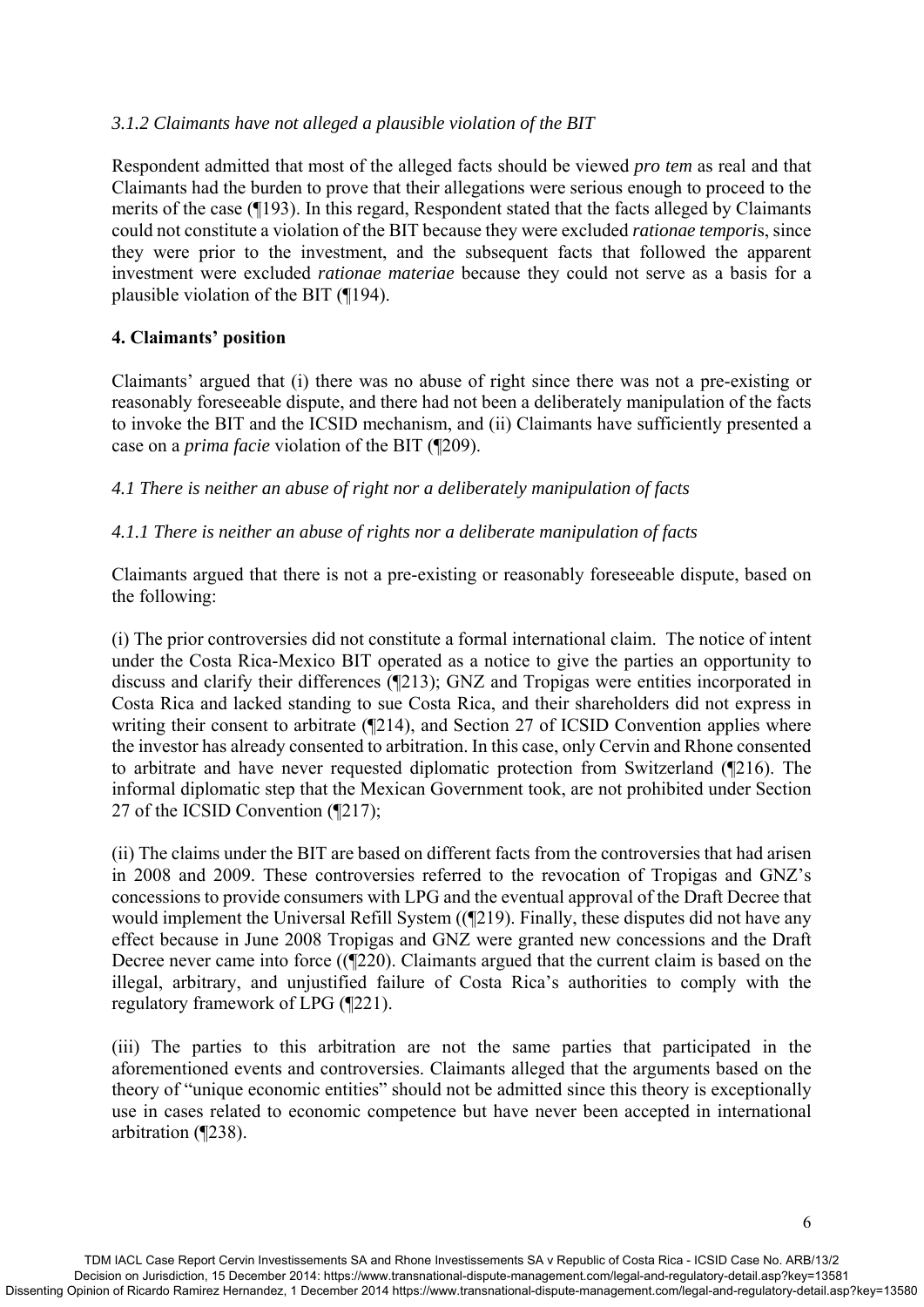*3.1.2 Claimants have not alleged a plausible violation of the BIT*

Respondent admitted that most of the alleged facts should be viewed *pro tem* as real and that Claimants had the burden to prove that their allegations were serious enough to proceed to the merits of the case (¶193). In this regard, Respondent stated that the facts alleged by Claimants could not constitute a violation of the BIT because they were excluded *rationae tempori*s, since they were prior to the investment, and the subsequent facts that followed the apparent investment were excluded *rationae materiae* because they could not serve as a basis for a plausible violation of the BIT (¶194).

**4. Claimants' position**

Claimants' argued that (i) there was no abuse of right since there was not a pre-existing or reasonably foreseeable dispute, and there had not been a deliberately manipulation of the facts to invoke the BIT and the ICSID mechanism, and (ii) Claimants have sufficiently presented a case on a *prima facie* violation of the BIT (¶209).

*4.1 There is neither an abuse of right nor a deliberately manipulation of facts*

*4.1.1 There is neither an abuse of rights nor a deliberate manipulation of facts*

Claimants argued that there is not a pre-existing or reasonably foreseeable dispute, based on the following:

(i) The prior controversies did not constitute a formal international claim. The notice of intent under the Costa Rica-Mexico BIT operated as a notice to give the parties an opportunity to discuss and clarify their differences (¶213); GNZ and Tropigas were entities incorporated in Costa Rica and lacked standing to sue Costa Rica, and their shareholders did not express in writing their consent to arbitrate (¶214), and Section 27 of ICSID Convention applies where the investor has already consented to arbitration. In this case, only Cervin and Rhone consented to arbitrate and have never requested diplomatic protection from Switzerland (¶216). The informal diplomatic step that the Mexican Government took, are not prohibited under Section 27 of the ICSID Convention (¶217);

(ii) The claims under the BIT are based on different facts from the controversies that had arisen in 2008 and 2009. These controversies referred to the revocation of Tropigas and GNZ's concessions to provide consumers with LPG and the eventual approval of the Draft Decree that would implement the Universal Refill System ((¶219). Finally, these disputes did not have any effect because in June 2008 Tropigas and GNZ were granted new concessions and the Draft Decree never came into force ((¶220). Claimants argued that the current claim is based on the illegal, arbitrary, and unjustified failure of Costa Rica's authorities to comply with the regulatory framework of LPG (¶221).

(iii) The parties to this arbitration are not the same parties that participated in the aforementioned events and controversies. Claimants alleged that the arguments based on the theory of "unique economic entities" should not be admitted since this theory is exceptionally use in cases related to economic competence but have never been accepted in international arbitration (¶238).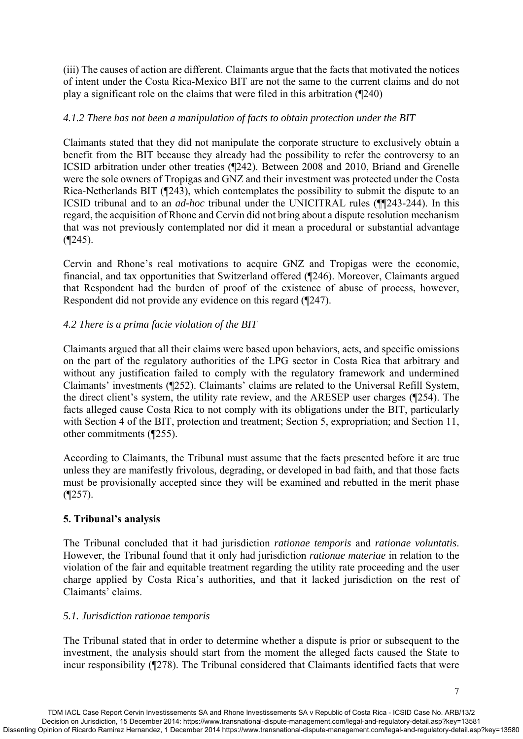(iii) The causes of action are different. Claimants argue that the facts that motivated the notices of intent under the Costa Rica-Mexico BIT are not the same to the current claims and do not play a significant role on the claims that were filed in this arbitration (¶240)

*4.1.2 There has not been a manipulation of facts to obtain protection under the BIT*

Claimants stated that they did not manipulate the corporate structure to exclusively obtain a benefit from the BIT because they already had the possibility to refer the controversy to an ICSID arbitration under other treaties (¶242). Between 2008 and 2010, Briand and Grenelle were the sole owners of Tropigas and GNZ and their investment was protected under the Costa Rica-Netherlands BIT (¶243), which contemplates the possibility to submit the dispute to an ICSID tribunal and to an *ad-hoc* tribunal under the UNICITRAL rules (¶¶243-244). In this regard, the acquisition of Rhone and Cervin did not bring about a dispute resolution mechanism that was not previously contemplated nor did it mean a procedural or substantial advantage (¶245).

Cervin and Rhone's real motivations to acquire GNZ and Tropigas were the economic, financial, and tax opportunities that Switzerland offered (¶246). Moreover, Claimants argued that Respondent had the burden of proof of the existence of abuse of process, however, Respondent did not provide any evidence on this regard (¶247).

*4.2 There is a prima facie violation of the BIT*

Claimants argued that all their claims were based upon behaviors, acts, and specific omissions on the part of the regulatory authorities of the LPG sector in Costa Rica that arbitrary and without any justification failed to comply with the regulatory framework and undermined Claimants' investments (¶252). Claimants' claims are related to the Universal Refill System, the direct client's system, the utility rate review, and the ARESEP user charges (¶254). The facts alleged cause Costa Rica to not comply with its obligations under the BIT, particularly with Section 4 of the BIT, protection and treatment; Section 5, expropriation; and Section 11, other commitments (¶255).

According to Claimants, the Tribunal must assume that the facts presented before it are true unless they are manifestly frivolous, degrading, or developed in bad faith, and that those facts must be provisionally accepted since they will be examined and rebutted in the merit phase (¶257).

**5. Tribunal's analysis**

The Tribunal concluded that it had jurisdiction *rationae temporis* and *rationae voluntatis*. However, the Tribunal found that it only had jurisdiction *rationae materiae* in relation to the violation of the fair and equitable treatment regarding the utility rate proceeding and the user charge applied by Costa Rica's authorities, and that it lacked jurisdiction on the rest of Claimants' claims.

*5.1. Jurisdiction rationae temporis*

The Tribunal stated that in order to determine whether a dispute is prior or subsequent to the investment, the analysis should start from the moment the alleged facts caused the State to incur responsibility (¶278). The Tribunal considered that Claimants identified facts that were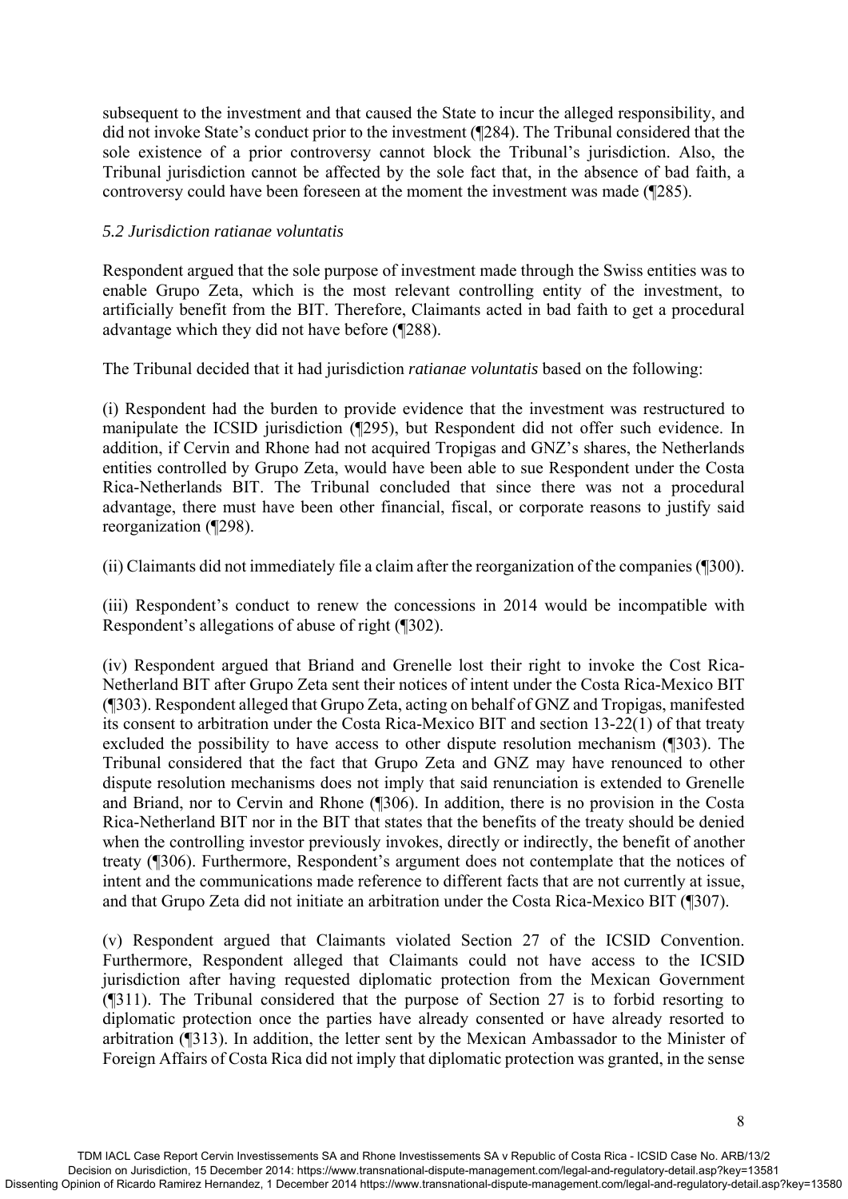subsequent to the investment and that caused the State to incur the alleged responsibility, and did not invoke State's conduct prior to the investment (¶284). The Tribunal considered that the sole existence of a prior controversy cannot block the Tribunal's jurisdiction. Also, the Tribunal jurisdiction cannot be affected by the sole fact that, in the absence of bad faith, a controversy could have been foreseen at the moment the investment was made (¶285).

### *5.2 Jurisdiction ratianae voluntatis*

Respondent argued that the sole purpose of investment made through the Swiss entities was to enable Grupo Zeta, which is the most relevant controlling entity of the investment, to artificially benefit from the BIT. Therefore, Claimants acted in bad faith to get a procedural advantage which they did not have before (¶288).

The Tribunal decided that it had jurisdiction *ratianae voluntatis* based on the following:

(i) Respondent had the burden to provide evidence that the investment was restructured to manipulate the ICSID jurisdiction (¶295), but Respondent did not offer such evidence. In addition, if Cervin and Rhone had not acquired Tropigas and GNZ's shares, the Netherlands entities controlled by Grupo Zeta, would have been able to sue Respondent under the Costa Rica-Netherlands BIT. The Tribunal concluded that since there was not a procedural advantage, there must have been other financial, fiscal, or corporate reasons to justify said reorganization (¶298).

(ii) Claimants did not immediately file a claim after the reorganization of the companies (¶300).

(iii) Respondent's conduct to renew the concessions in 2014 would be incompatible with Respondent's allegations of abuse of right (¶302).

(iv) Respondent argued that Briand and Grenelle lost their right to invoke the Cost Rica-Netherland BIT after Grupo Zeta sent their notices of intent under the Costa Rica-Mexico BIT (¶303). Respondent alleged that Grupo Zeta, acting on behalf of GNZ and Tropigas, manifested its consent to arbitration under the Costa Rica-Mexico BIT and section 13-22(1) of that treaty excluded the possibility to have access to other dispute resolution mechanism (¶303). The Tribunal considered that the fact that Grupo Zeta and GNZ may have renounced to other dispute resolution mechanisms does not imply that said renunciation is extended to Grenelle and Briand, nor to Cervin and Rhone (¶306). In addition, there is no provision in the Costa Rica-Netherland BIT nor in the BIT that states that the benefits of the treaty should be denied when the controlling investor previously invokes, directly or indirectly, the benefit of another treaty (¶306). Furthermore, Respondent's argument does not contemplate that the notices of intent and the communications made reference to different facts that are not currently at issue, and that Grupo Zeta did not initiate an arbitration under the Costa Rica-Mexico BIT (¶307).

(v) Respondent argued that Claimants violated Section 27 of the ICSID Convention. Furthermore, Respondent alleged that Claimants could not have access to the ICSID jurisdiction after having requested diplomatic protection from the Mexican Government (¶311). The Tribunal considered that the purpose of Section 27 is to forbid resorting to diplomatic protection once the parties have already consented or have already resorted to arbitration (¶313). In addition, the letter sent by the Mexican Ambassador to the Minister of Foreign Affairs of Costa Rica did not imply that diplomatic protection was granted, in the sense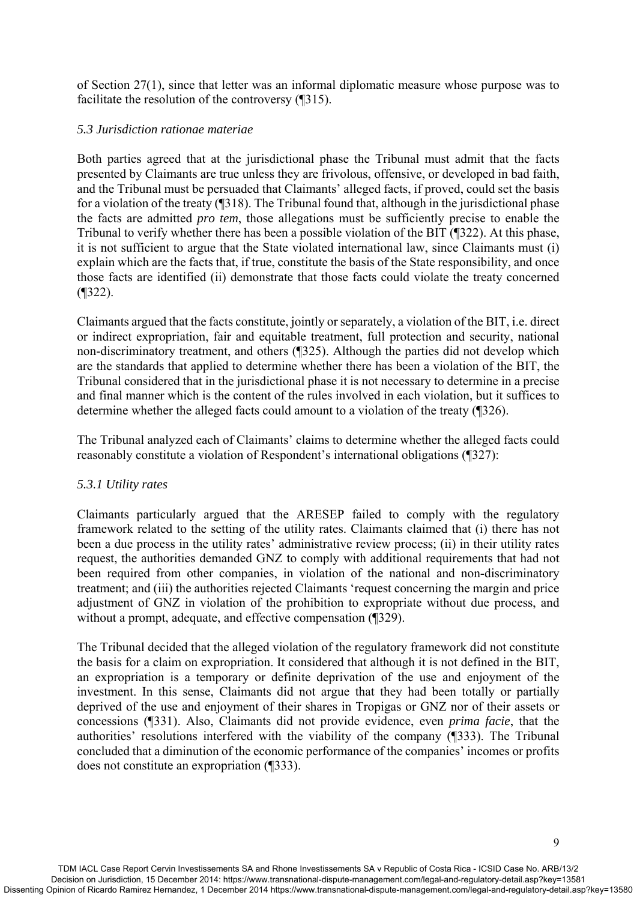of Section 27(1), since that letter was an informal diplomatic measure whose purpose was to facilitate the resolution of the controversy (¶315).

### *5.3 Jurisdiction rationae materiae*

Both parties agreed that at the jurisdictional phase the Tribunal must admit that the facts presented by Claimants are true unless they are frivolous, offensive, or developed in bad faith, and the Tribunal must be persuaded that Claimants' alleged facts, if proved, could set the basis for a violation of the treaty (¶318). The Tribunal found that, although in the jurisdictional phase the facts are admitted *pro tem*, those allegations must be sufficiently precise to enable the Tribunal to verify whether there has been a possible violation of the BIT (¶322). At this phase, it is not sufficient to argue that the State violated international law, since Claimants must (i) explain which are the facts that, if true, constitute the basis of the State responsibility, and once those facts are identified (ii) demonstrate that those facts could violate the treaty concerned (¶322).

Claimants argued that the facts constitute, jointly or separately, a violation of the BIT, i.e. direct or indirect expropriation, fair and equitable treatment, full protection and security, national non-discriminatory treatment, and others (¶325). Although the parties did not develop which are the standards that applied to determine whether there has been a violation of the BIT, the Tribunal considered that in the jurisdictional phase it is not necessary to determine in a precise and final manner which is the content of the rules involved in each violation, but it suffices to determine whether the alleged facts could amount to a violation of the treaty (¶326).

The Tribunal analyzed each of Claimants' claims to determine whether the alleged facts could reasonably constitute a violation of Respondent's international obligations (¶327):

#### *5.3.1 Utility rates*

Claimants particularly argued that the ARESEP failed to comply with the regulatory framework related to the setting of the utility rates. Claimants claimed that (i) there has not been a due process in the utility rates' administrative review process; (ii) in their utility rates request, the authorities demanded GNZ to comply with additional requirements that had not been required from other companies, in violation of the national and non-discriminatory treatment; and (iii) the authorities rejected Claimants 'request concerning the margin and price adjustment of GNZ in violation of the prohibition to expropriate without due process, and without a prompt, adequate, and effective compensation (¶329).

The Tribunal decided that the alleged violation of the regulatory framework did not constitute the basis for a claim on expropriation. It considered that although it is not defined in the BIT, an expropriation is a temporary or definite deprivation of the use and enjoyment of the investment. In this sense, Claimants did not argue that they had been totally or partially deprived of the use and enjoyment of their shares in Tropigas or GNZ nor of their assets or concessions (¶331). Also, Claimants did not provide evidence, even *prima facie*, that the authorities' resolutions interfered with the viability of the company (¶333). The Tribunal concluded that a diminution of the economic performance of the companies' incomes or profits does not constitute an expropriation (¶333).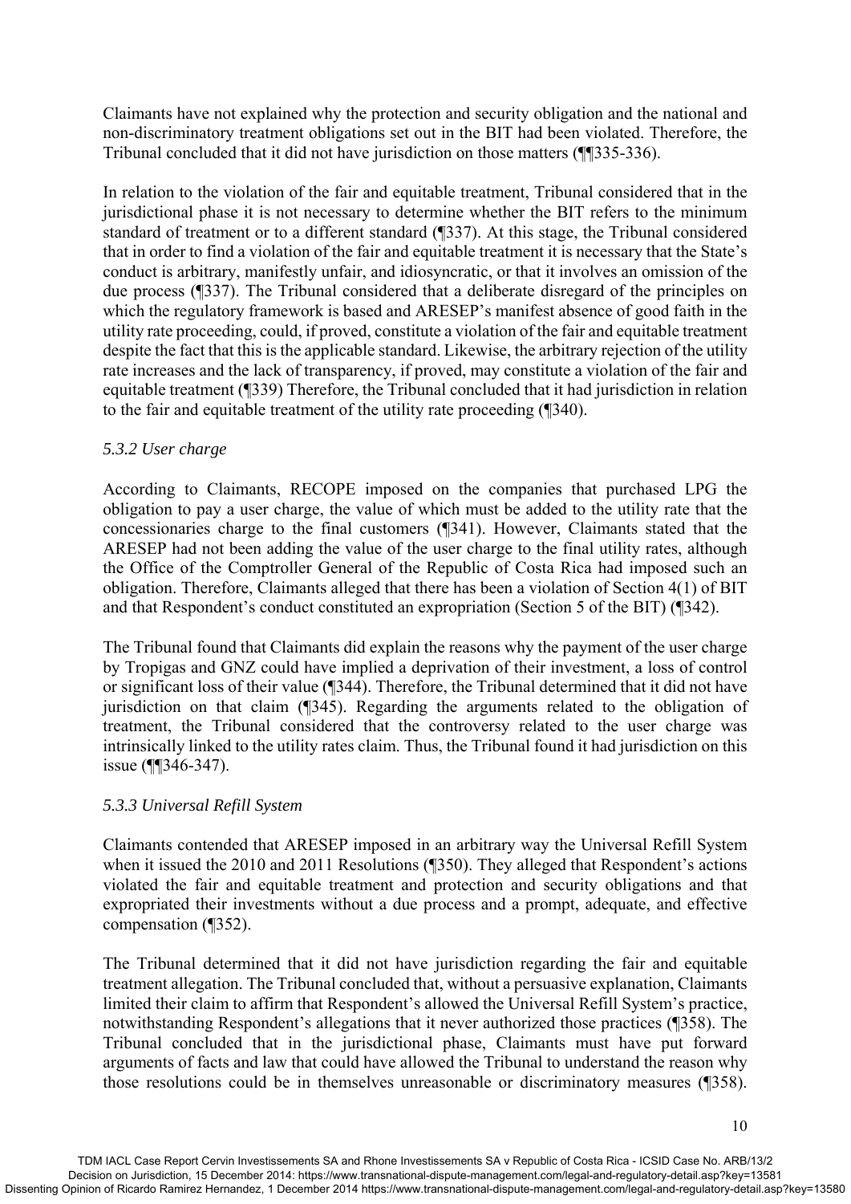Claimants have not explained why the protection and security obligation and the national and non-discriminatory treatment obligations set out in the BIT had been violated. Therefore, the Tribunal concluded that it did not have jurisdiction on those matters (¶¶335-336).

In relation to the violation of the fair and equitable treatment, Tribunal considered that in the jurisdictional phase it is not necessary to determine whether the BIT refers to the minimum standard of treatment or to a different standard (¶337). At this stage, the Tribunal considered that in order to find a violation of the fair and equitable treatment it is necessary that the State's conduct is arbitrary, manifestly unfair, and idiosyncratic, or that it involves an omission of the due process (¶337). The Tribunal considered that a deliberate disregard of the principles on which the regulatory framework is based and ARESEP's manifest absence of good faith in the utility rate proceeding, could, if proved, constitute a violation of the fair and equitable treatment despite the fact that this is the applicable standard. Likewise, the arbitrary rejection of the utility rate increases and the lack of transparency, if proved, may constitute a violation of the fair and equitable treatment (¶339) Therefore, the Tribunal concluded that it had jurisdiction in relation to the fair and equitable treatment of the utility rate proceeding (¶340).

### *5.3.2 User charge*

According to Claimants, RECOPE imposed on the companies that purchased LPG the obligation to pay a user charge, the value of which must be added to the utility rate that the concessionaries charge to the final customers (¶341). However, Claimants stated that the ARESEP had not been adding the value of the user charge to the final utility rates, although the Office of the Comptroller General of the Republic of Costa Rica had imposed such an obligation. Therefore, Claimants alleged that there has been a violation of Section 4(1) of BIT and that Respondent's conduct constituted an expropriation (Section 5 of the BIT) (¶342).

The Tribunal found that Claimants did explain the reasons why the payment of the user charge by Tropigas and GNZ could have implied a deprivation of their investment, a loss of control or significant loss of their value (¶344). Therefore, the Tribunal determined that it did not have jurisdiction on that claim (¶345). Regarding the arguments related to the obligation of treatment, the Tribunal considered that the controversy related to the user charge was intrinsically linked to the utility rates claim. Thus, the Tribunal found it had jurisdiction on this issue (¶¶346-347).

### *5.3.3 Universal Refill System*

Claimants contended that ARESEP imposed in an arbitrary way the Universal Refill System when it issued the 2010 and 2011 Resolutions (¶350). They alleged that Respondent's actions violated the fair and equitable treatment and protection and security obligations and that expropriated their investments without a due process and a prompt, adequate, and effective compensation (¶352).

The Tribunal determined that it did not have jurisdiction regarding the fair and equitable treatment allegation. The Tribunal concluded that, without a persuasive explanation, Claimants limited their claim to affirm that Respondent's allowed the Universal Refill System's practice, notwithstanding Respondent's allegations that it never authorized those practices (¶358). The Tribunal concluded that in the jurisdictional phase, Claimants must have put forward arguments of facts and law that could have allowed the Tribunal to understand the reason why those resolutions could be in themselves unreasonable or discriminatory measures (¶358).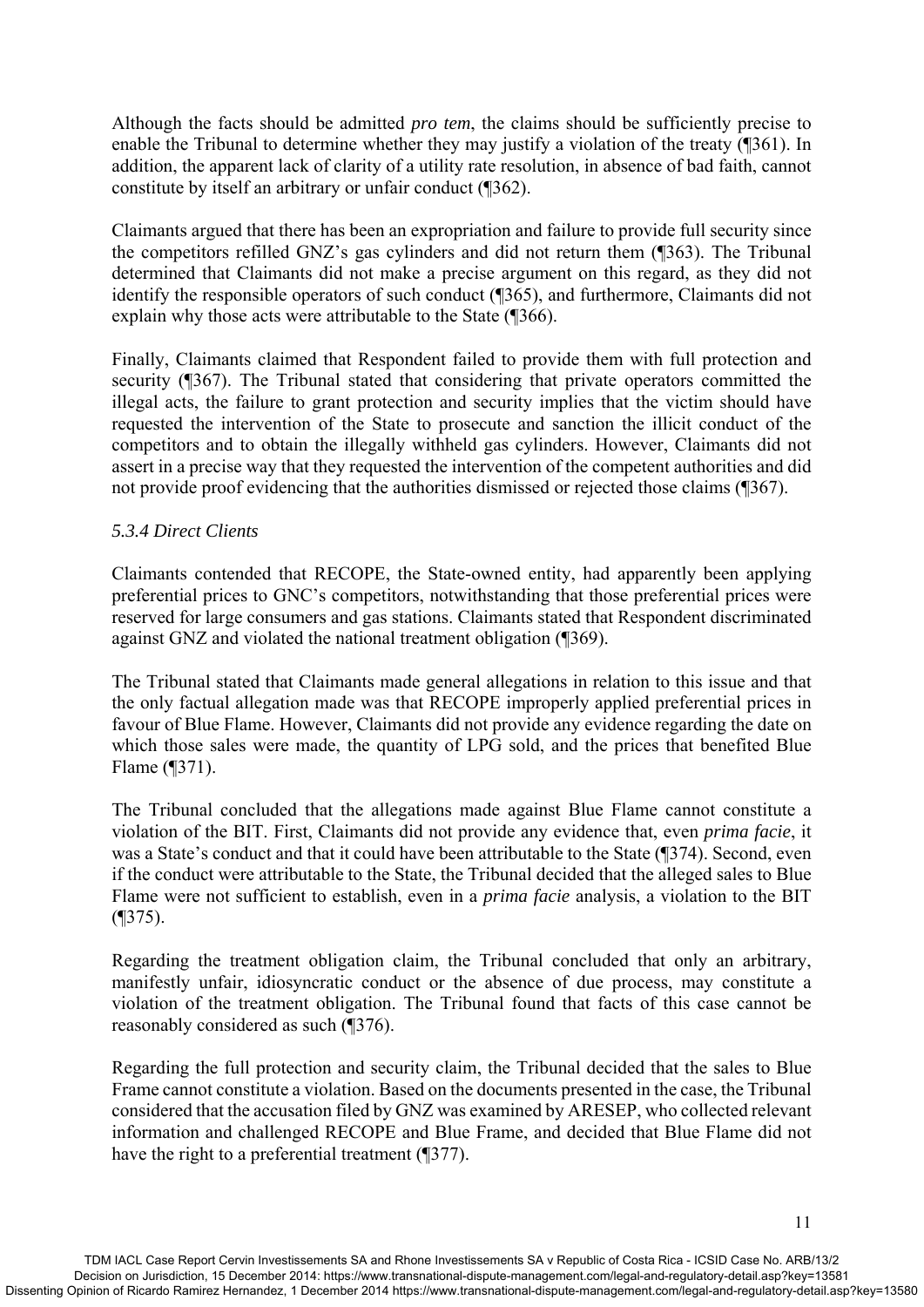Although the facts should be admitted *pro tem*, the claims should be sufficiently precise to enable the Tribunal to determine whether they may justify a violation of the treaty (¶361). In addition, the apparent lack of clarity of a utility rate resolution, in absence of bad faith, cannot constitute by itself an arbitrary or unfair conduct (¶362).

Claimants argued that there has been an expropriation and failure to provide full security since the competitors refilled GNZ's gas cylinders and did not return them (¶363). The Tribunal determined that Claimants did not make a precise argument on this regard, as they did not identify the responsible operators of such conduct (¶365), and furthermore, Claimants did not explain why those acts were attributable to the State (¶366).

Finally, Claimants claimed that Respondent failed to provide them with full protection and security (¶367). The Tribunal stated that considering that private operators committed the illegal acts, the failure to grant protection and security implies that the victim should have requested the intervention of the State to prosecute and sanction the illicit conduct of the competitors and to obtain the illegally withheld gas cylinders. However, Claimants did not assert in a precise way that they requested the intervention of the competent authorities and did not provide proof evidencing that the authorities dismissed or rejected those claims (¶367).

*5.3.4 Direct Clients*

Claimants contended that RECOPE, the State-owned entity, had apparently been applying preferential prices to GNC's competitors, notwithstanding that those preferential prices were reserved for large consumers and gas stations. Claimants stated that Respondent discriminated against GNZ and violated the national treatment obligation (¶369).

The Tribunal stated that Claimants made general allegations in relation to this issue and that the only factual allegation made was that RECOPE improperly applied preferential prices in favour of Blue Flame. However, Claimants did not provide any evidence regarding the date on which those sales were made, the quantity of LPG sold, and the prices that benefited Blue Flame (¶371).

The Tribunal concluded that the allegations made against Blue Flame cannot constitute a violation of the BIT. First, Claimants did not provide any evidence that, even *prima facie*, it was a State's conduct and that it could have been attributable to the State (¶374). Second, even if the conduct were attributable to the State, the Tribunal decided that the alleged sales to Blue Flame were not sufficient to establish, even in a *prima facie* analysis, a violation to the BIT (¶375).

Regarding the treatment obligation claim, the Tribunal concluded that only an arbitrary, manifestly unfair, idiosyncratic conduct or the absence of due process, may constitute a violation of the treatment obligation. The Tribunal found that facts of this case cannot be reasonably considered as such (¶376).

Regarding the full protection and security claim, the Tribunal decided that the sales to Blue Frame cannot constitute a violation. Based on the documents presented in the case, the Tribunal considered that the accusation filed by GNZ was examined by ARESEP, who collected relevant information and challenged RECOPE and Blue Frame, and decided that Blue Flame did not have the right to a preferential treatment (¶377).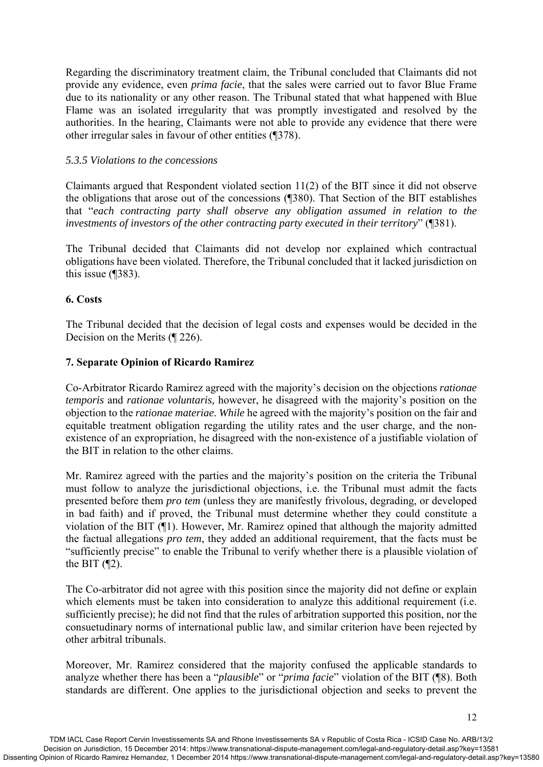Regarding the discriminatory treatment claim, the Tribunal concluded that Claimants did not provide any evidence, even *prima facie*, that the sales were carried out to favor Blue Frame due to its nationality or any other reason. The Tribunal stated that what happened with Blue Flame was an isolated irregularity that was promptly investigated and resolved by the authorities. In the hearing, Claimants were not able to provide any evidence that there were other irregular sales in favour of other entities (¶378).

*5.3.5 Violations to the concessions*

Claimants argued that Respondent violated section 11(2) of the BIT since it did not observe the obligations that arose out of the concessions (¶380). That Section of the BIT establishes that "*each contracting party shall observe any obligation assumed in relation to the investments of investors of the other contracting party executed in their territory*" (¶381).

The Tribunal decided that Claimants did not develop nor explained which contractual obligations have been violated. Therefore, the Tribunal concluded that it lacked jurisdiction on this issue (¶383).

**6. Costs**

The Tribunal decided that the decision of legal costs and expenses would be decided in the Decision on the Merits (¶ 226).

**7. Separate Opinion of Ricardo Ramirez**

Co-Arbitrator Ricardo Ramirez agreed with the majority's decision on the objections *rationae temporis* and *rationae voluntaris,* however, he disagreed with the majority's position on the objection to the *rationae materiae. While* he agreed with the majority's position on the fair and equitable treatment obligation regarding the utility rates and the user charge, and the non-existence of an expropriation, he disagreed with the non-existence of a justifiable violation of the BIT in relation to the other claims.

Mr. Ramirez agreed with the parties and the majority's position on the criteria the Tribunal must follow to analyze the jurisdictional objections, i.e. the Tribunal must admit the facts presented before them *pro tem* (unless they are manifestly frivolous, degrading, or developed in bad faith) and if proved, the Tribunal must determine whether they could constitute a violation of the BIT (¶1). However, Mr. Ramirez opined that although the majority admitted the factual allegations *pro tem*, they added an additional requirement, that the facts must be "sufficiently precise" to enable the Tribunal to verify whether there is a plausible violation of the BIT (¶2).

The Co-arbitrator did not agree with this position since the majority did not define or explain which elements must be taken into consideration to analyze this additional requirement (i.e. sufficiently precise); he did not find that the rules of arbitration supported this position, nor the consuetudinary norms of international public law, and similar criterion have been rejected by other arbitral tribunals.

Moreover, Mr. Ramirez considered that the majority confused the applicable standards to analyze whether there has been a "*plausible*" or "*prima facie*" violation of the BIT (¶8). Both standards are different. One applies to the jurisdictional objection and seeks to prevent the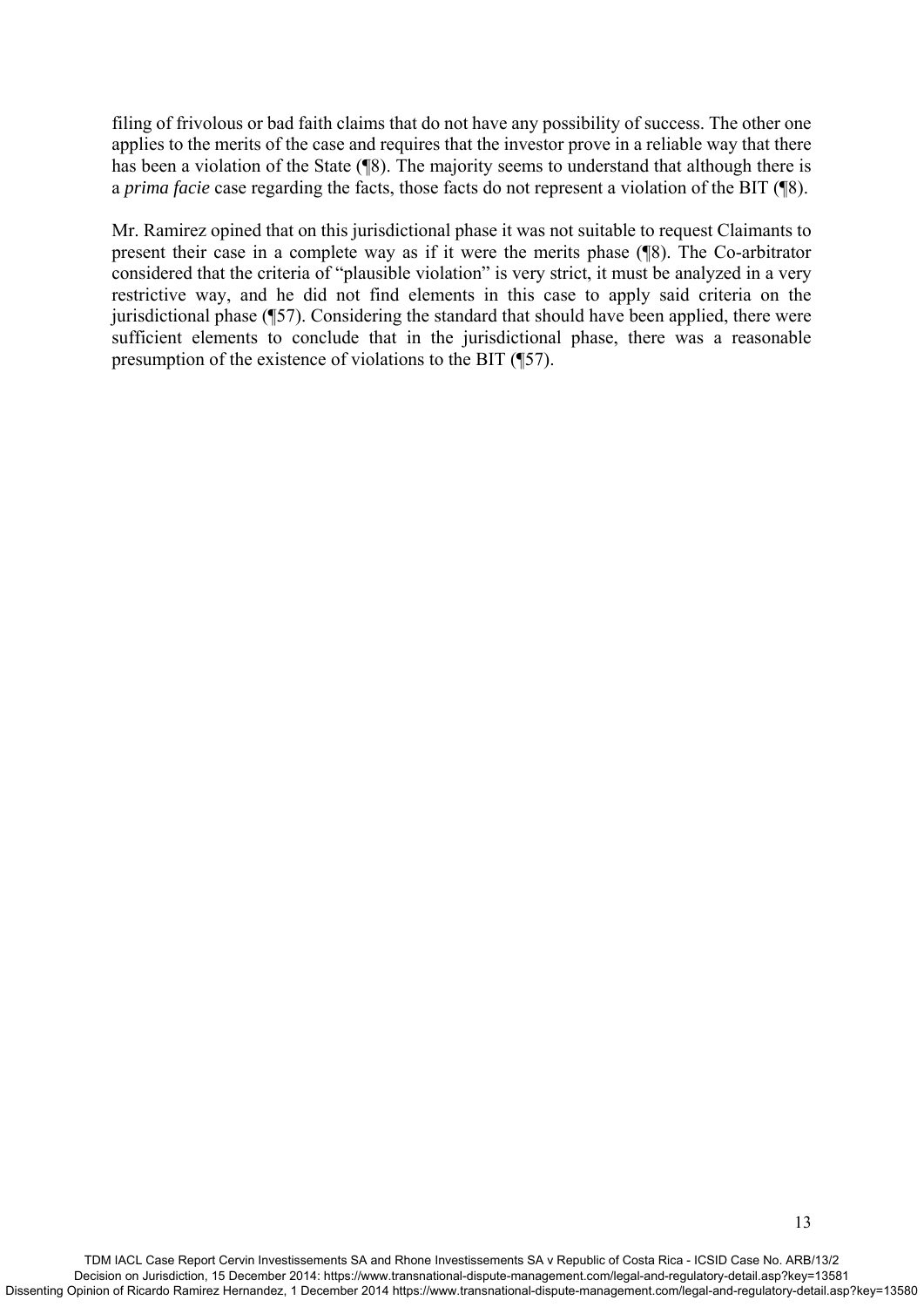filing of frivolous or bad faith claims that do not have any possibility of success. The other one applies to the merits of the case and requires that the investor prove in a reliable way that there has been a violation of the State (¶8). The majority seems to understand that although there is a *prima facie* case regarding the facts, those facts do not represent a violation of the BIT (¶8).

Mr. Ramirez opined that on this jurisdictional phase it was not suitable to request Claimants to present their case in a complete way as if it were the merits phase (¶8). The Co-arbitrator considered that the criteria of "plausible violation" is very strict, it must be analyzed in a very restrictive way, and he did not find elements in this case to apply said criteria on the jurisdictional phase (¶57). Considering the standard that should have been applied, there were sufficient elements to conclude that in the jurisdictional phase, there was a reasonable presumption of the existence of violations to the BIT (¶57).